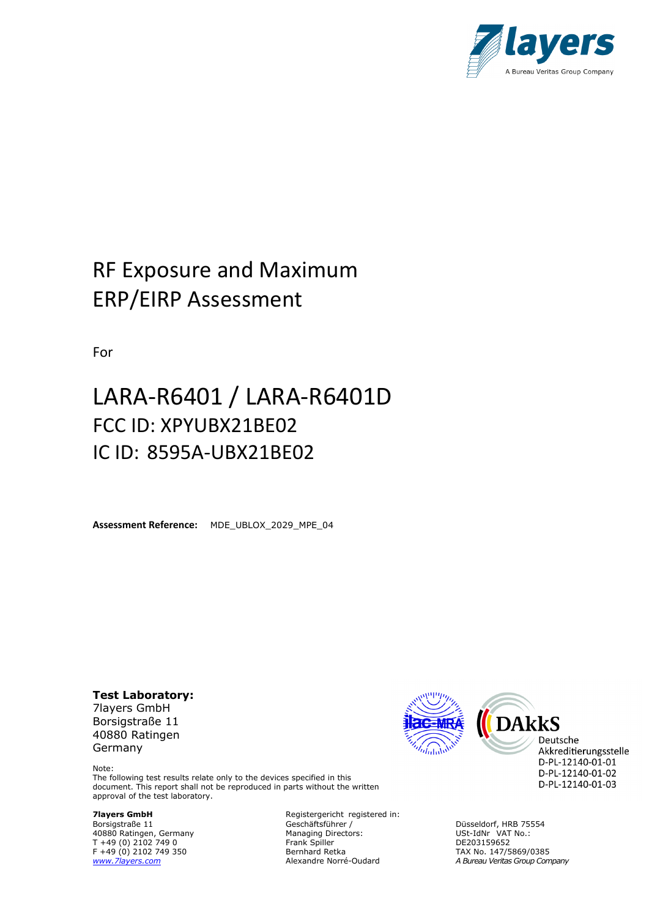# RF Exposure and Maximum ERP/EIRP Assessment

For

# LARA-R6401 / LARA-R6401D

## FCC ID: XPYUBX21BE02

## IC ID: 8595A-UBX21BE02

**Assessment Reference:** MDE_UBLOX_2029_MPE_04

**Test Laboratory:**
7layers GmbH
Borsigstraße 11
40880 Ratingen
Germany

Note:
The following test results relate only to the devices specified in this document. This report shall not be reproduced in parts without the written approval of the test laboratory.

Deutsche Akkreditierungsstelle
D-PL-12140-01-01
D-PL-12140-01-02
D-PL-12140-01-03

**7layers GmbH**
Borsigstraße 11
40880 Ratingen, Germany
T +49 (0) 2102 749 0
F +49 (0) 2102 749 350
www.7layers.com

Registergericht registered in:
Geschäftsführer /
Managing Directors:
Frank Spiller
Bernhard Retka
Alexandre Norré-Oudard

Düsseldorf, HRB 75554
USt-IdNr VAT No.:
DE203159652
TAX No. 147/5869/0385
*A Bureau Veritas Group Company*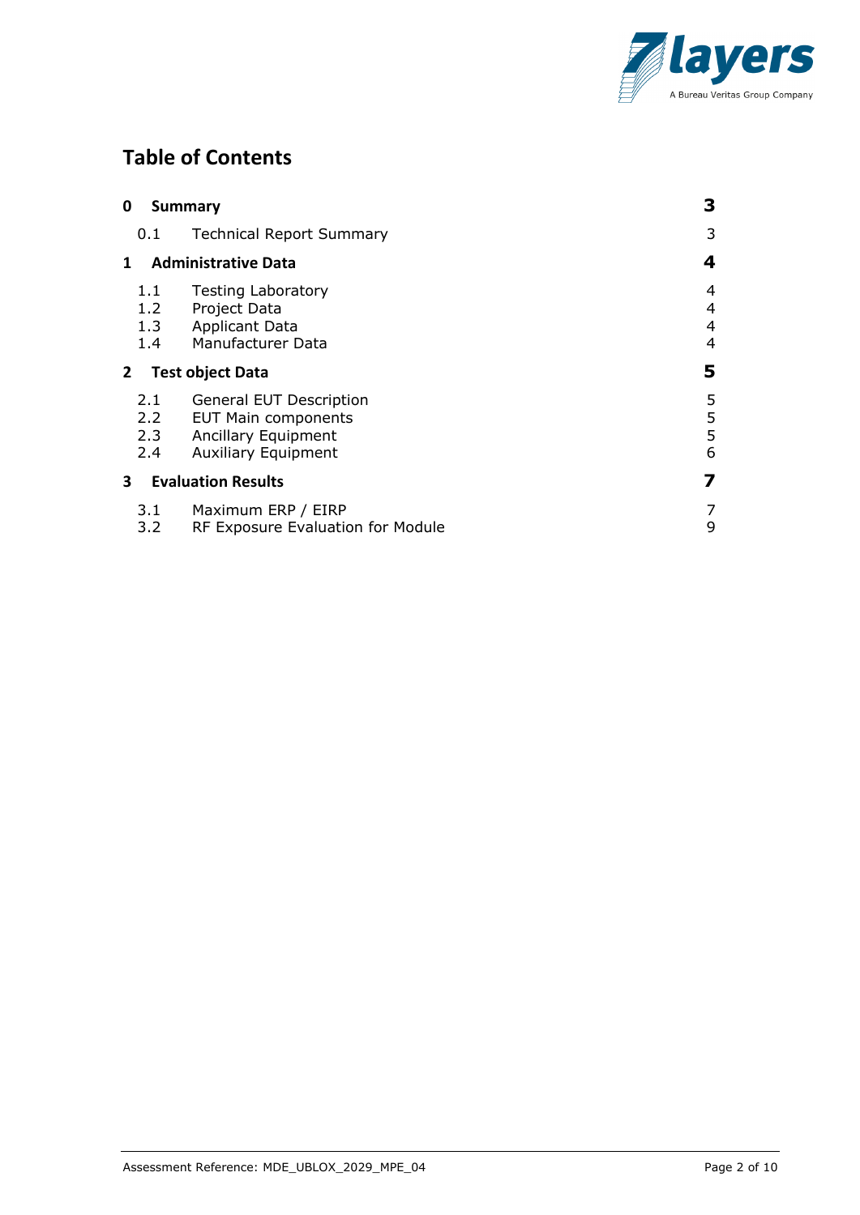# Table of Contents

| | | |
|---|---|---|
| **0** | **Summary** | **3** |
| 0.1 | Technical Report Summary | 3 |
| **1** | **Administrative Data** | **4** |
| 1.1 | Testing Laboratory | 4 |
| 1.2 | Project Data | 4 |
| 1.3 | Applicant Data | 4 |
| 1.4 | Manufacturer Data | 4 |
| **2** | **Test object Data** | **5** |
| 2.1 | General EUT Description | 5 |
| 2.2 | EUT Main components | 5 |
| 2.3 | Ancillary Equipment | 5 |
| 2.4 | Auxiliary Equipment | 6 |
| **3** | **Evaluation Results** | **7** |
| 3.1 | Maximum ERP / EIRP | 7 |
| 3.2 | RF Exposure Evaluation for Module | 9 |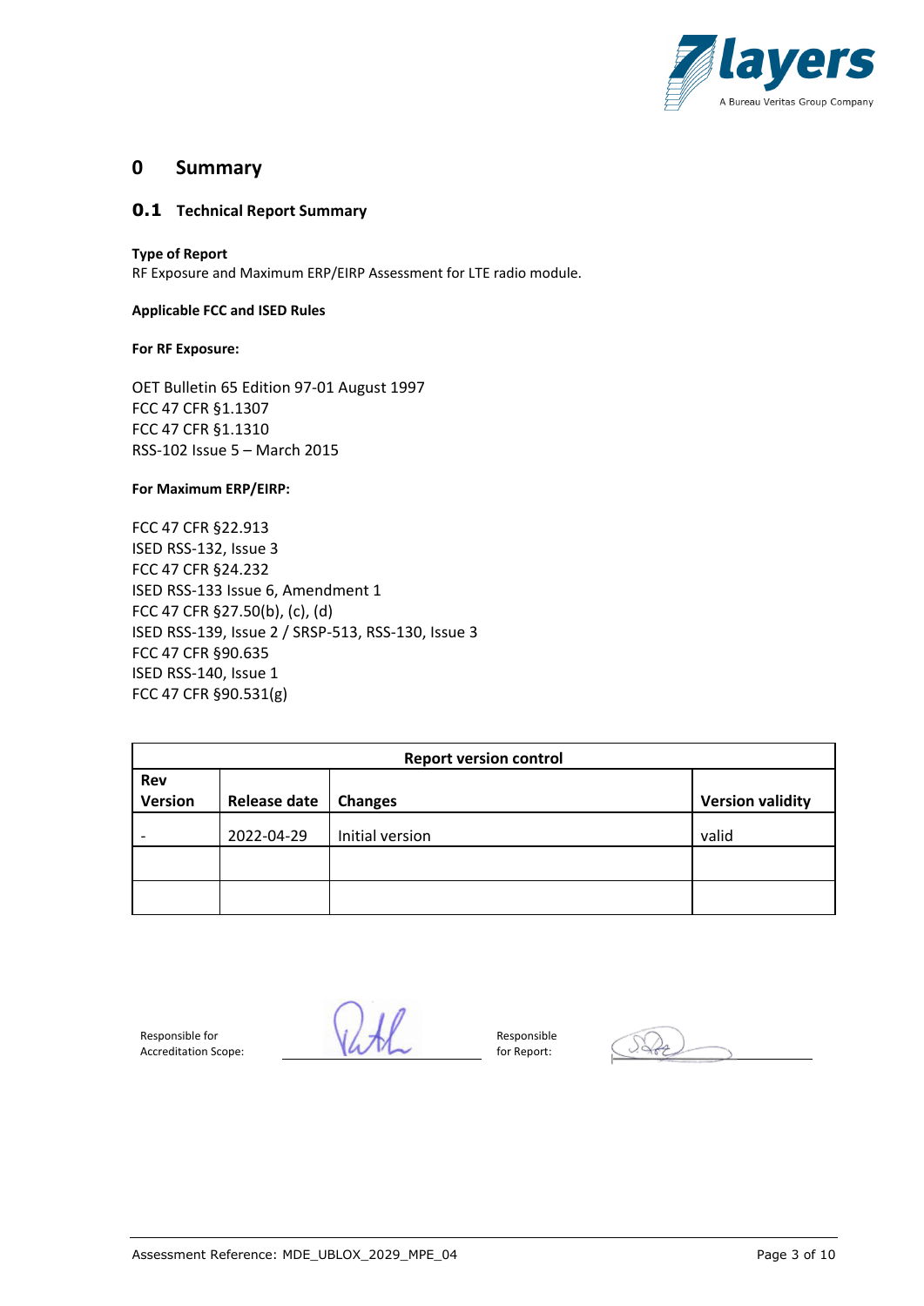# 0 Summary

## 0.1 Technical Report Summary

**Type of Report**
RF Exposure and Maximum ERP/EIRP Assessment for LTE radio module.

**Applicable FCC and ISED Rules**

**For RF Exposure:**

OET Bulletin 65 Edition 97-01 August 1997
FCC 47 CFR §1.1307
FCC 47 CFR §1.1310
RSS-102 Issue 5 – March 2015

**For Maximum ERP/EIRP:**

FCC 47 CFR §22.913
ISED RSS-132, Issue 3
FCC 47 CFR §24.232
ISED RSS-133 Issue 6, Amendment 1
FCC 47 CFR §27.50(b), (c), (d)
ISED RSS-139, Issue 2 / SRSP-513, RSS-130, Issue 3
FCC 47 CFR §90.635
ISED RSS-140, Issue 1
FCC 47 CFR §90.531(g)

| Report version control | | | |
|---|---|---|---|
| **Rev Version** | **Release date** | **Changes** | **Version validity** |
| - | 2022-04-29 | Initial version | valid |
| | | | |
| | | | |

Responsible for Accreditation Scope: ______________ Responsible for Report: ______________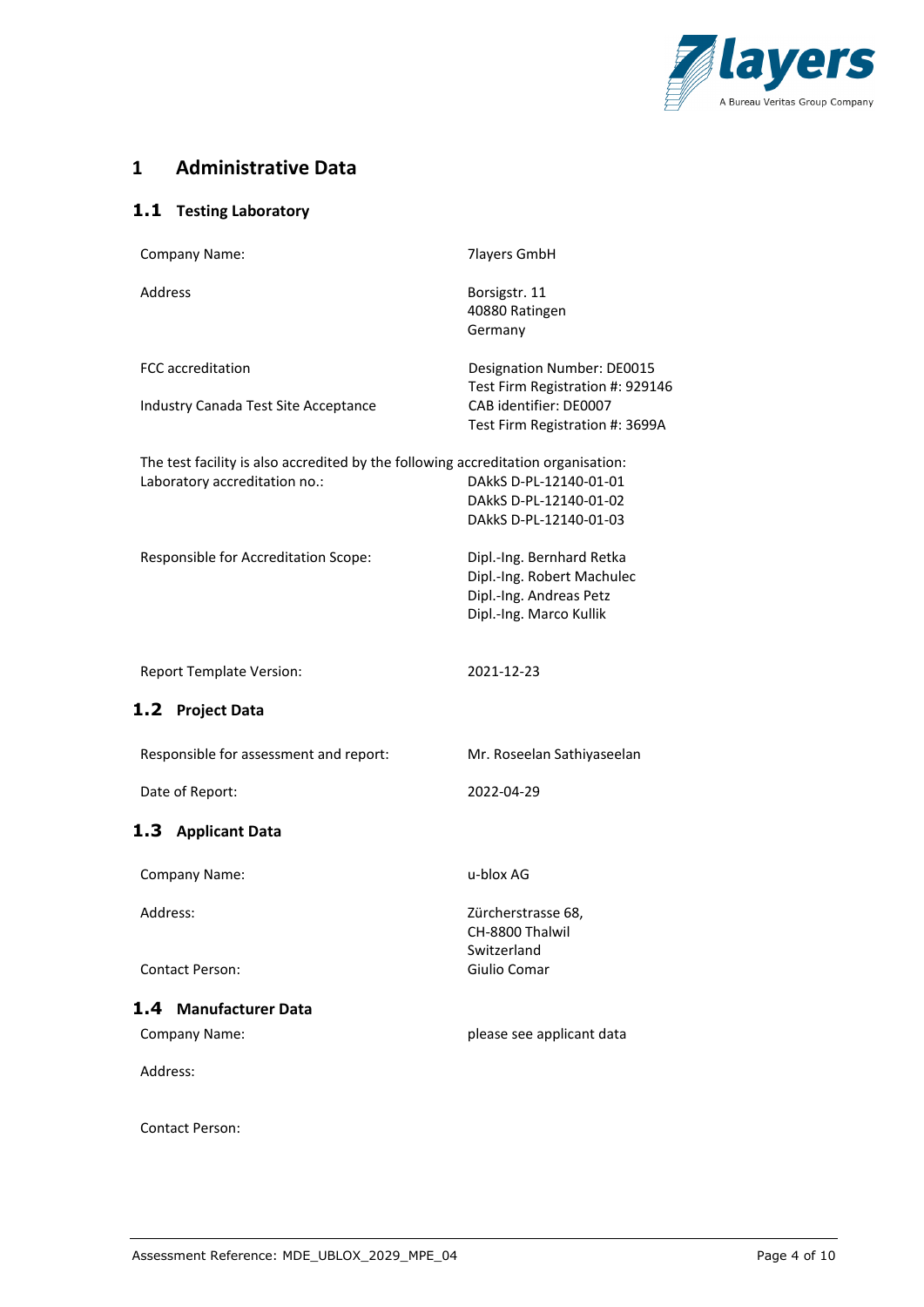# 1 Administrative Data

## 1.1 Testing Laboratory

| | |
|---|---|
| Company Name: | 7layers GmbH |
| Address | Borsigstr. 11<br>40880 Ratingen<br>Germany |
| FCC accreditation | Designation Number: DE0015<br>Test Firm Registration #: 929146 |
| Industry Canada Test Site Acceptance | CAB identifier: DE0007<br>Test Firm Registration #: 3699A |

The test facility is also accredited by the following accreditation organisation:

| | |
|---|---|
| Laboratory accreditation no.: | DAkkS D-PL-12140-01-01<br>DAkkS D-PL-12140-01-02<br>DAkkS D-PL-12140-01-03 |
| Responsible for Accreditation Scope: | Dipl.-Ing. Bernhard Retka<br>Dipl.-Ing. Robert Machulec<br>Dipl.-Ing. Andreas Petz<br>Dipl.-Ing. Marco Kullik |
| Report Template Version: | 2021-12-23 |

## 1.2 Project Data

| | |
|---|---|
| Responsible for assessment and report: | Mr. Roseelan Sathiyaseelan |
| Date of Report: | 2022-04-29 |

## 1.3 Applicant Data

| | |
|---|---|
| Company Name: | u-blox AG |
| Address: | Zürcherstrasse 68,<br>CH-8800 Thalwil<br>Switzerland |
| Contact Person: | Giulio Comar |

## 1.4 Manufacturer Data

| | |
|---|---|
| Company Name: | please see applicant data |
| Address: | |
| Contact Person: | |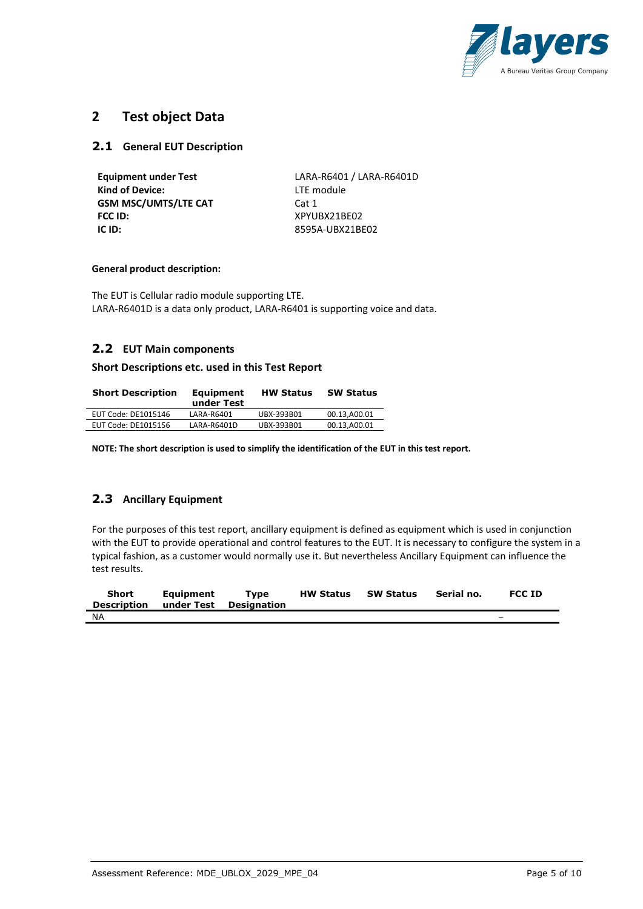# 2 Test object Data

## 2.1 General EUT Description

| | |
|---|---|
| **Equipment under Test** | LARA-R6401 / LARA-R6401D |
| **Kind of Device:** | LTE module |
| **GSM MSC/UMTS/LTE CAT** | Cat 1 |
| **FCC ID:** | XPYUBX21BE02 |
| **IC ID:** | 8595A-UBX21BE02 |

**General product description:**

The EUT is Cellular radio module supporting LTE.
LARA-R6401D is a data only product, LARA-R6401 is supporting voice and data.

## 2.2 EUT Main components

### Short Descriptions etc. used in this Test Report

| Short Description | Equipment under Test | HW Status | SW Status |
|---|---|---|---|
| EUT Code: DE1015146 | LARA-R6401 | UBX-393B01 | 00.13,A00.01 |
| EUT Code: DE1015156 | LARA-R6401D | UBX-393B01 | 00.13,A00.01 |

**NOTE: The short description is used to simplify the identification of the EUT in this test report.**

## 2.3 Ancillary Equipment

For the purposes of this test report, ancillary equipment is defined as equipment which is used in conjunction with the EUT to provide operational and control features to the EUT. It is necessary to configure the system in a typical fashion, as a customer would normally use it. But nevertheless Ancillary Equipment can influence the test results.

| Short Description | Equipment under Test | Type Designation | HW Status | SW Status | Serial no. | FCC ID |
|---|---|---|---|---|---|---|
| NA | | | | | | – |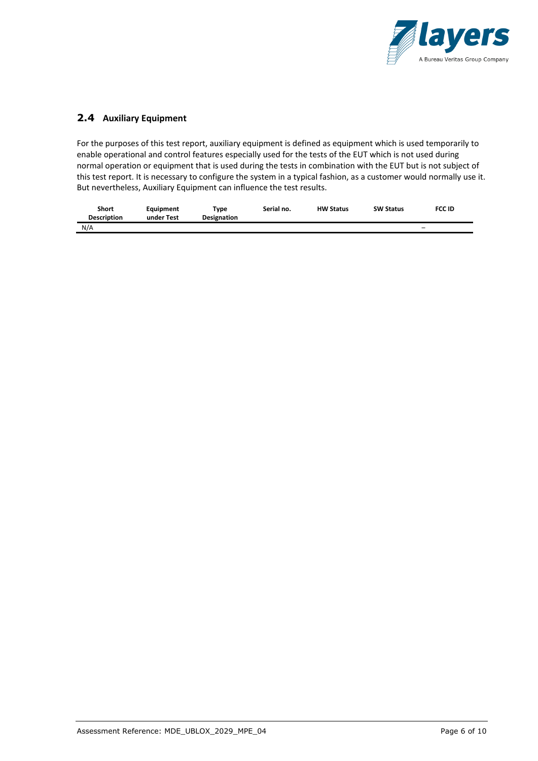## 2.4 Auxiliary Equipment

For the purposes of this test report, auxiliary equipment is defined as equipment which is used temporarily to enable operational and control features especially used for the tests of the EUT which is not used during normal operation or equipment that is used during the tests in combination with the EUT but is not subject of this test report. It is necessary to configure the system in a typical fashion, as a customer would normally use it. But nevertheless, Auxiliary Equipment can influence the test results.

| Short Description | Equipment under Test | Type Designation | Serial no. | HW Status | SW Status | FCC ID |
|---|---|---|---|---|---|---|
| N/A | | | | | | – |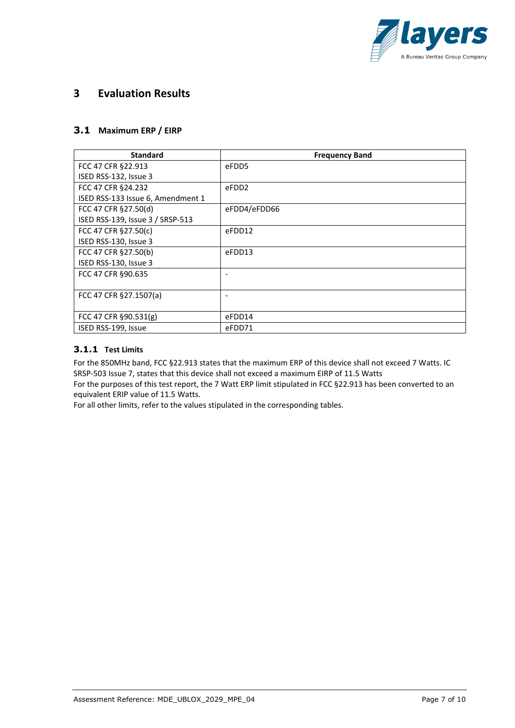# 3 Evaluation Results

## 3.1 Maximum ERP / EIRP

| Standard | Frequency Band |
|---|---|
| FCC 47 CFR §22.913<br>ISED RSS-132, Issue 3 | eFDD5 |
| FCC 47 CFR §24.232<br>ISED RSS-133 Issue 6, Amendment 1 | eFDD2 |
| FCC 47 CFR §27.50(d)<br>ISED RSS-139, Issue 3 / SRSP-513 | eFDD4/eFDD66 |
| FCC 47 CFR §27.50(c)<br>ISED RSS-130, Issue 3 | eFDD12 |
| FCC 47 CFR §27.50(b)<br>ISED RSS-130, Issue 3 | eFDD13 |
| FCC 47 CFR §90.635 | - |
| FCC 47 CFR §27.1507(a) | - |
| FCC 47 CFR §90.531(g) | eFDD14 |
| ISED RSS-199, Issue | eFDD71 |

### 3.1.1 Test Limits

For the 850MHz band, FCC §22.913 states that the maximum ERP of this device shall not exceed 7 Watts. IC SRSP-503 Issue 7, states that this device shall not exceed a maximum EIRP of 11.5 Watts

For the purposes of this test report, the 7 Watt ERP limit stipulated in FCC §22.913 has been converted to an equivalent ERIP value of 11.5 Watts.

For all other limits, refer to the values stipulated in the corresponding tables.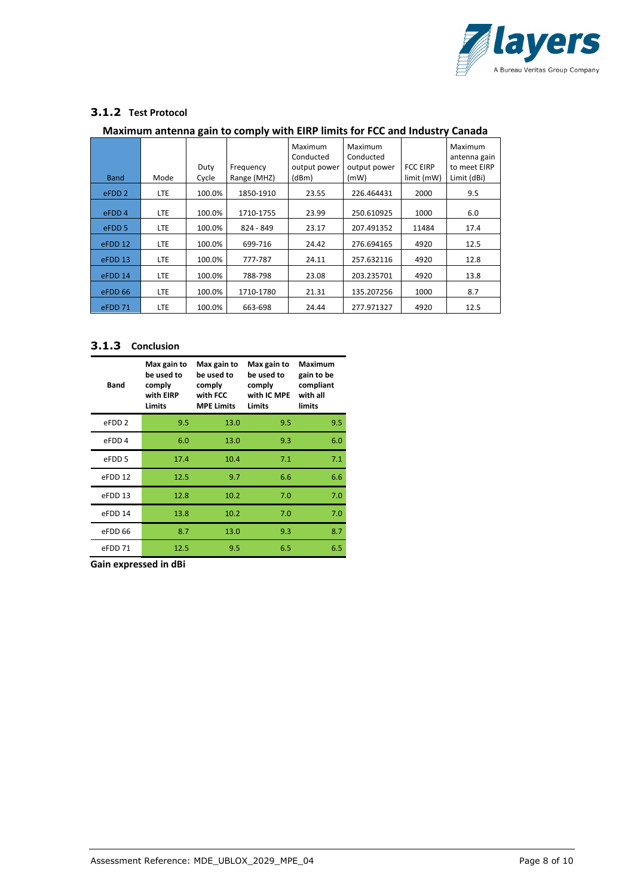### 3.1.2 Test Protocol

**Maximum antenna gain to comply with EIRP limits for FCC and Industry Canada**

| Band | Mode | Duty Cycle | Frequency Range (MHZ) | Maximum Conducted output power (dBm) | Maximum Conducted output power (mW) | FCC EIRP limit (mW) | Maximum antenna gain to meet EIRP Limit (dBi) |
|---|---|---|---|---|---|---|---|
| eFDD 2 | LTE | 100.0% | 1850-1910 | 23.55 | 226.464431 | 2000 | 9.5 |
| eFDD 4 | LTE | 100.0% | 1710-1755 | 23.99 | 250.610925 | 1000 | 6.0 |
| eFDD 5 | LTE | 100.0% | 824 - 849 | 23.17 | 207.491352 | 11484 | 17.4 |
| eFDD 12 | LTE | 100.0% | 699-716 | 24.42 | 276.694165 | 4920 | 12.5 |
| eFDD 13 | LTE | 100.0% | 777-787 | 24.11 | 257.632116 | 4920 | 12.8 |
| eFDD 14 | LTE | 100.0% | 788-798 | 23.08 | 203.235701 | 4920 | 13.8 |
| eFDD 66 | LTE | 100.0% | 1710-1780 | 21.31 | 135.207256 | 1000 | 8.7 |
| eFDD 71 | LTE | 100.0% | 663-698 | 24.44 | 277.971327 | 4920 | 12.5 |

### 3.1.3 Conclusion

| Band | Max gain to be used to comply with EIRP Limits | Max gain to be used to comply with FCC MPE Limits | Max gain to be used to comply with IC MPE Limits | Maximum gain to be compliant with all limits |
|---|---|---|---|---|
| eFDD 2 | 9.5 | 13.0 | 9.5 | 9.5 |
| eFDD 4 | 6.0 | 13.0 | 9.3 | 6.0 |
| eFDD 5 | 17.4 | 10.4 | 7.1 | 7.1 |
| eFDD 12 | 12.5 | 9.7 | 6.6 | 6.6 |
| eFDD 13 | 12.8 | 10.2 | 7.0 | 7.0 |
| eFDD 14 | 13.8 | 10.2 | 7.0 | 7.0 |
| eFDD 66 | 8.7 | 13.0 | 9.3 | 8.7 |
| eFDD 71 | 12.5 | 9.5 | 6.5 | 6.5 |

**Gain expressed in dBi**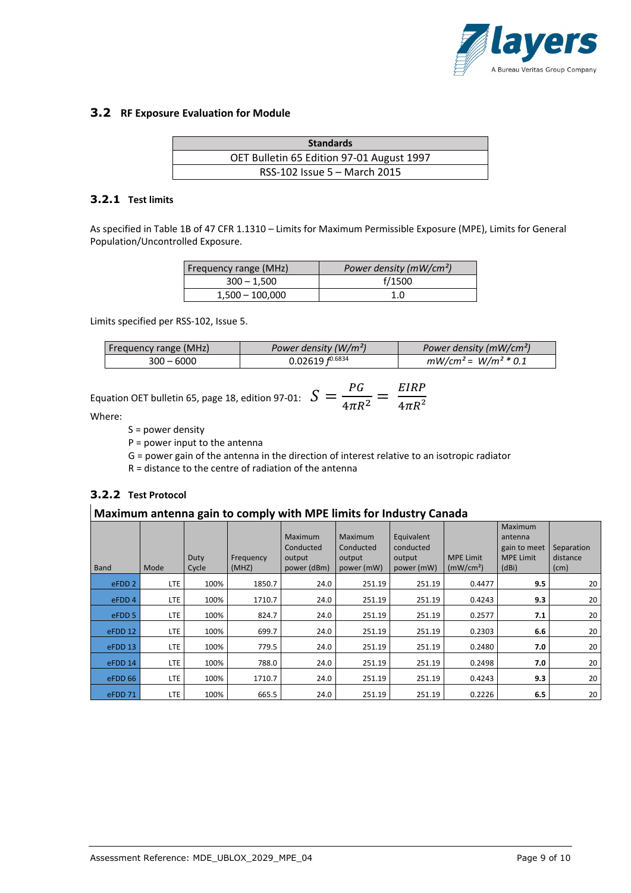## 3.2 RF Exposure Evaluation for Module

| Standards |
|---|
| OET Bulletin 65 Edition 97-01 August 1997 |
| RSS-102 Issue 5 – March 2015 |

### 3.2.1 Test limits

As specified in Table 1B of 47 CFR 1.1310 – Limits for Maximum Permissible Exposure (MPE), Limits for General Population/Uncontrolled Exposure.

| Frequency range (MHz) | *Power density (mW/cm²)* |
|---|---|
| 300 – 1,500 | f/1500 |
| 1,500 – 100,000 | 1.0 |

Limits specified per RSS-102, Issue 5.

| Frequency range (MHz) | *Power density (W/m²)* | *Power density (mW/cm²)* |
|---|---|---|
| 300 – 6000 | $0.02619\, f^{0.6834}$ | *mW/cm² = W/m² \* 0.1* |

Equation OET bulletin 65, page 18, edition 97-01: $S = \frac{PG}{4\pi R^2} = \frac{EIRP}{4\pi R^2}$

Where:

- S = power density
- P = power input to the antenna
- G = power gain of the antenna in the direction of interest relative to an isotropic radiator
- R = distance to the centre of radiation of the antenna

### 3.2.2 Test Protocol

**Maximum antenna gain to comply with MPE limits for Industry Canada**

| Band | Mode | Duty Cycle | Frequency (MHZ) | Maximum Conducted output power (dBm) | Maximum Conducted output power (mW) | Equivalent conducted output power (mW) | MPE Limit (mW/cm²) | Maximum antenna gain to meet MPE Limit (dBi) | Separation distance (cm) |
|---|---|---|---|---|---|---|---|---|---|
| eFDD 2 | LTE | 100% | 1850.7 | 24.0 | 251.19 | 251.19 | 0.4477 | **9.5** | 20 |
| eFDD 4 | LTE | 100% | 1710.7 | 24.0 | 251.19 | 251.19 | 0.4243 | **9.3** | 20 |
| eFDD 5 | LTE | 100% | 824.7 | 24.0 | 251.19 | 251.19 | 0.2577 | **7.1** | 20 |
| eFDD 12 | LTE | 100% | 699.7 | 24.0 | 251.19 | 251.19 | 0.2303 | **6.6** | 20 |
| eFDD 13 | LTE | 100% | 779.5 | 24.0 | 251.19 | 251.19 | 0.2480 | **7.0** | 20 |
| eFDD 14 | LTE | 100% | 788.0 | 24.0 | 251.19 | 251.19 | 0.2498 | **7.0** | 20 |
| eFDD 66 | LTE | 100% | 1710.7 | 24.0 | 251.19 | 251.19 | 0.4243 | **9.3** | 20 |
| eFDD 71 | LTE | 100% | 665.5 | 24.0 | 251.19 | 251.19 | 0.2226 | **6.5** | 20 |

Assessment Reference: MDE_UBLOX_2029_MPE_04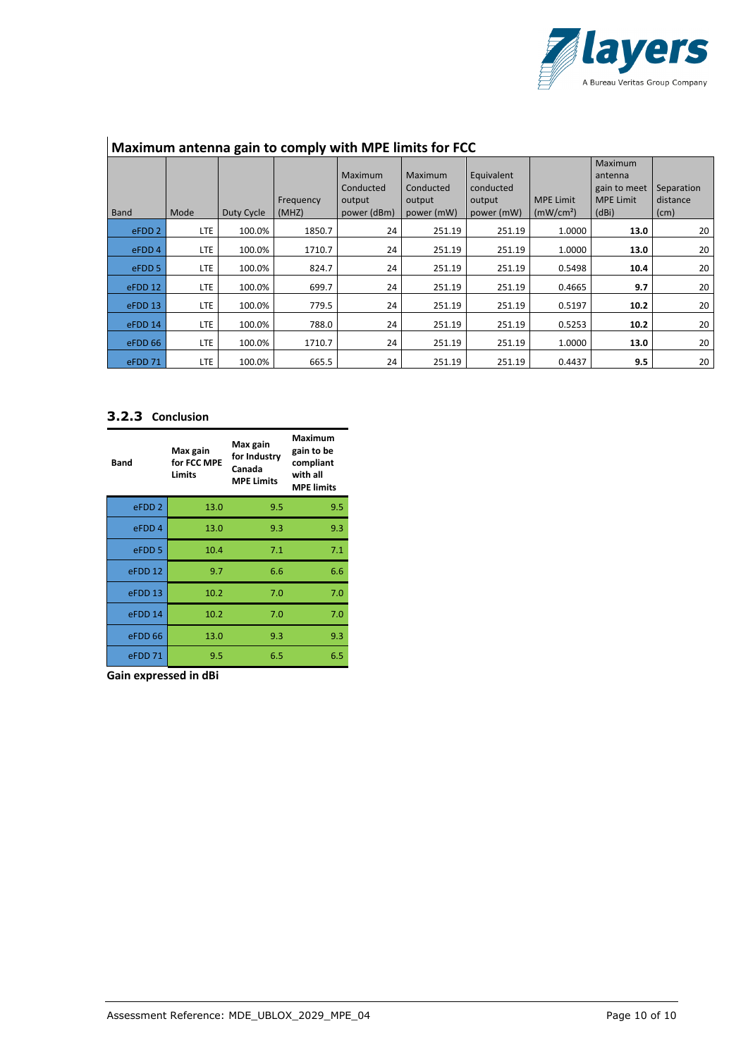## Maximum antenna gain to comply with MPE limits for FCC

| Band | Mode | Duty Cycle | Frequency (MHZ) | Maximum Conducted output power (dBm) | Maximum Conducted output power (mW) | Equivalent conducted output power (mW) | MPE Limit (mW/cm²) | Maximum antenna gain to meet MPE Limit (dBi) | Separation distance (cm) |
|---|---|---|---|---|---|---|---|---|---|
| eFDD 2 | LTE | 100.0% | 1850.7 | 24 | 251.19 | 251.19 | 1.0000 | **13.0** | 20 |
| eFDD 4 | LTE | 100.0% | 1710.7 | 24 | 251.19 | 251.19 | 1.0000 | **13.0** | 20 |
| eFDD 5 | LTE | 100.0% | 824.7 | 24 | 251.19 | 251.19 | 0.5498 | **10.4** | 20 |
| eFDD 12 | LTE | 100.0% | 699.7 | 24 | 251.19 | 251.19 | 0.4665 | **9.7** | 20 |
| eFDD 13 | LTE | 100.0% | 779.5 | 24 | 251.19 | 251.19 | 0.5197 | **10.2** | 20 |
| eFDD 14 | LTE | 100.0% | 788.0 | 24 | 251.19 | 251.19 | 0.5253 | **10.2** | 20 |
| eFDD 66 | LTE | 100.0% | 1710.7 | 24 | 251.19 | 251.19 | 1.0000 | **13.0** | 20 |
| eFDD 71 | LTE | 100.0% | 665.5 | 24 | 251.19 | 251.19 | 0.4437 | **9.5** | 20 |

### 3.2.3 Conclusion

| Band | Max gain for FCC MPE Limits | Max gain for Industry Canada MPE Limits | Maximum gain to be compliant with all MPE limits |
|---|---|---|---|
| eFDD 2 | 13.0 | 9.5 | 9.5 |
| eFDD 4 | 13.0 | 9.3 | 9.3 |
| eFDD 5 | 10.4 | 7.1 | 7.1 |
| eFDD 12 | 9.7 | 6.6 | 6.6 |
| eFDD 13 | 10.2 | 7.0 | 7.0 |
| eFDD 14 | 10.2 | 7.0 | 7.0 |
| eFDD 66 | 13.0 | 9.3 | 9.3 |
| eFDD 71 | 9.5 | 6.5 | 6.5 |

**Gain expressed in dBi**